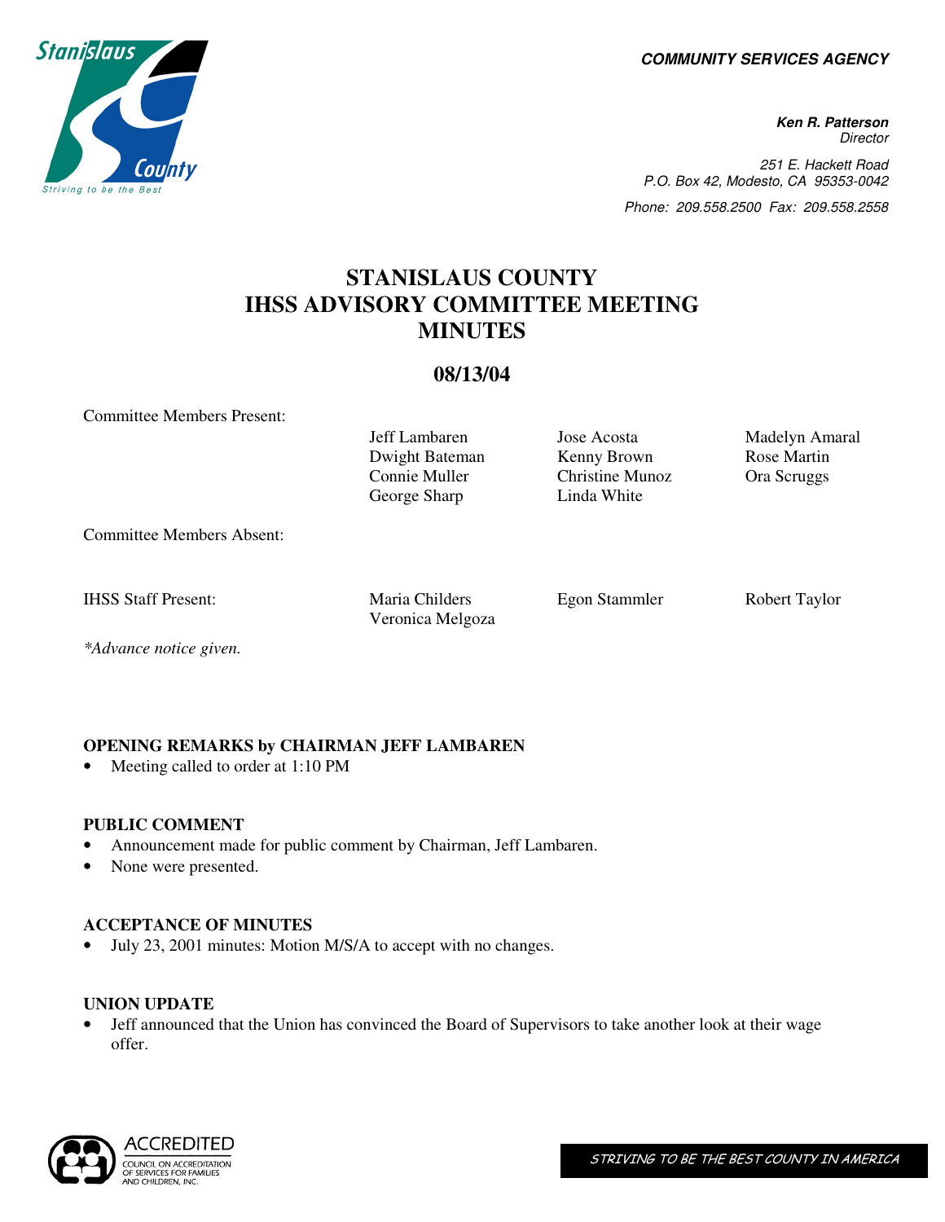**COMMUNITY SERVICES AGENCY**

**Ken R. Patterson**
*Director*

*251 E. Hackett Road*
*P.O. Box 42, Modesto, CA 95353-0042*
*Phone: 209.558.2500 Fax: 209.558.2558*

# STANISLAUS COUNTY IHSS ADVISORY COMMITTEE MEETING MINUTES

## 08/13/04

| Committee Members Present: | | | |
|---|---|---|---|
| | Jeff Lambaren | Jose Acosta | Madelyn Amaral |
| | Dwight Bateman | Kenny Brown | Rose Martin |
| | Connie Muller | Christine Munoz | Ora Scruggs |
| | George Sharp | Linda White | |
| Committee Members Absent: | | | |
| IHSS Staff Present: | Maria Childers | Egon Stammler | Robert Taylor |
| | Veronica Melgoza | | |

*\*Advance notice given.*

**OPENING REMARKS by CHAIRMAN JEFF LAMBAREN**

- Meeting called to order at 1:10 PM

**PUBLIC COMMENT**

- Announcement made for public comment by Chairman, Jeff Lambaren.
- None were presented.

**ACCEPTANCE OF MINUTES**

- July 23, 2001 minutes: Motion M/S/A to accept with no changes.

**UNION UPDATE**

- Jeff announced that the Union has convinced the Board of Supervisors to take another look at their wage offer.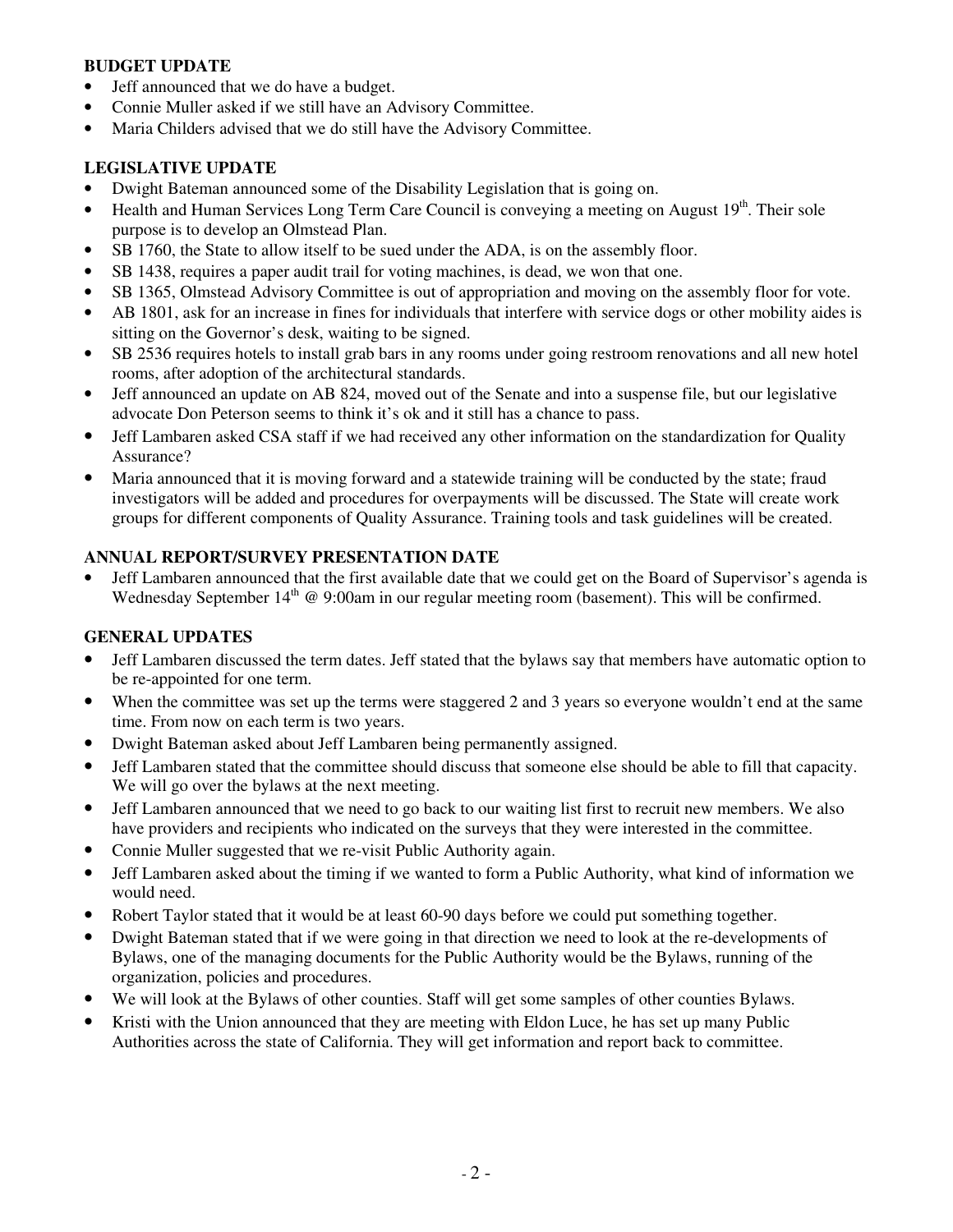**BUDGET UPDATE**

- Jeff announced that we do have a budget.
- Connie Muller asked if we still have an Advisory Committee.
- Maria Childers advised that we do still have the Advisory Committee.

**LEGISLATIVE UPDATE**

- Dwight Bateman announced some of the Disability Legislation that is going on.
- Health and Human Services Long Term Care Council is conveying a meeting on August 19th. Their sole purpose is to develop an Olmstead Plan.
- SB 1760, the State to allow itself to be sued under the ADA, is on the assembly floor.
- SB 1438, requires a paper audit trail for voting machines, is dead, we won that one.
- SB 1365, Olmstead Advisory Committee is out of appropriation and moving on the assembly floor for vote.
- AB 1801, ask for an increase in fines for individuals that interfere with service dogs or other mobility aides is sitting on the Governor's desk, waiting to be signed.
- SB 2536 requires hotels to install grab bars in any rooms under going restroom renovations and all new hotel rooms, after adoption of the architectural standards.
- Jeff announced an update on AB 824, moved out of the Senate and into a suspense file, but our legislative advocate Don Peterson seems to think it's ok and it still has a chance to pass.
- Jeff Lambaren asked CSA staff if we had received any other information on the standardization for Quality Assurance?
- Maria announced that it is moving forward and a statewide training will be conducted by the state; fraud investigators will be added and procedures for overpayments will be discussed. The State will create work groups for different components of Quality Assurance. Training tools and task guidelines will be created.

**ANNUAL REPORT/SURVEY PRESENTATION DATE**

- Jeff Lambaren announced that the first available date that we could get on the Board of Supervisor's agenda is Wednesday September 14th @ 9:00am in our regular meeting room (basement). This will be confirmed.

**GENERAL UPDATES**

- Jeff Lambaren discussed the term dates. Jeff stated that the bylaws say that members have automatic option to be re-appointed for one term.
- When the committee was set up the terms were staggered 2 and 3 years so everyone wouldn't end at the same time. From now on each term is two years.
- Dwight Bateman asked about Jeff Lambaren being permanently assigned.
- Jeff Lambaren stated that the committee should discuss that someone else should be able to fill that capacity. We will go over the bylaws at the next meeting.
- Jeff Lambaren announced that we need to go back to our waiting list first to recruit new members. We also have providers and recipients who indicated on the surveys that they were interested in the committee.
- Connie Muller suggested that we re-visit Public Authority again.
- Jeff Lambaren asked about the timing if we wanted to form a Public Authority, what kind of information we would need.
- Robert Taylor stated that it would be at least 60-90 days before we could put something together.
- Dwight Bateman stated that if we were going in that direction we need to look at the re-developments of Bylaws, one of the managing documents for the Public Authority would be the Bylaws, running of the organization, policies and procedures.
- We will look at the Bylaws of other counties. Staff will get some samples of other counties Bylaws.
- Kristi with the Union announced that they are meeting with Eldon Luce, he has set up many Public Authorities across the state of California. They will get information and report back to committee.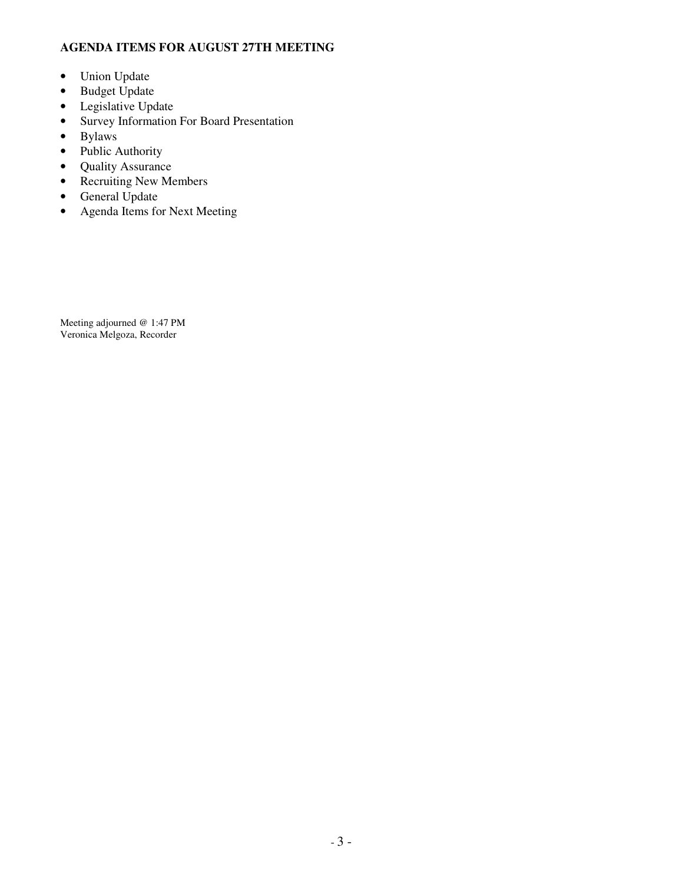**AGENDA ITEMS FOR AUGUST 27TH MEETING**

- Union Update
- Budget Update
- Legislative Update
- Survey Information For Board Presentation
- Bylaws
- Public Authority
- Quality Assurance
- Recruiting New Members
- General Update
- Agenda Items for Next Meeting

Meeting adjourned @ 1:47 PM
Veronica Melgoza, Recorder